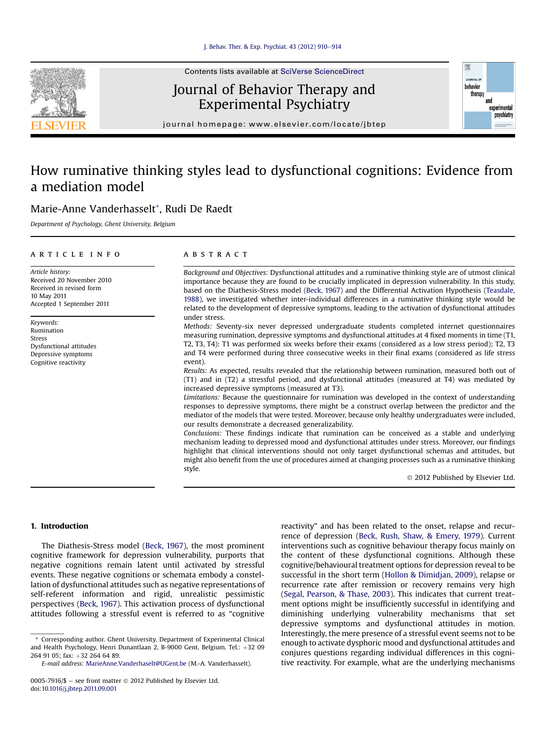# How ruminative thinking styles lead to dysfunctional cognitions: Evidence from a mediation model

Marie-Anne Vanderhasselt*, Rudi De Raedt

*Department of Psychology, Ghent University, Belgium*

**ARTICLE INFO**

*Article history:*
Received 20 November 2010
Received in revised form
10 May 2011
Accepted 1 September 2011

*Keywords:*
Rumination
Stress
Dysfunctional attitudes
Depressive symptoms
Cognitive reactivity

**ABSTRACT**

*Background and Objectives:* Dysfunctional attitudes and a ruminative thinking style are of utmost clinical importance because they are found to be crucially implicated in depression vulnerability. In this study, based on the Diathesis-Stress model (Beck, 1967) and the Differential Activation Hypothesis (Teasdale, 1988), we investigated whether inter-individual differences in a ruminative thinking style would be related to the development of depressive symptoms, leading to the activation of dysfunctional attitudes under stress.

*Methods:* Seventy-six never depressed undergraduate students completed internet questionnaires measuring rumination, depressive symptoms and dysfunctional attitudes at 4 fixed moments in time (T1, T2, T3, T4): T1 was performed six weeks before their exams (considered as a low stress period); T2, T3 and T4 were performed during three consecutive weeks in their final exams (considered as life stress event).

*Results:* As expected, results revealed that the relationship between rumination, measured both out of (T1) and in (T2) a stressful period, and dysfunctional attitudes (measured at T4) was mediated by increased depressive symptoms (measured at T3).

*Limitations:* Because the questionnaire for rumination was developed in the context of understanding responses to depressive symptoms, there might be a construct overlap between the predictor and the mediator of the models that were tested. Moreover, because only healthy undergraduates were included, our results demonstrate a decreased generalizability.

*Conclusions:* These findings indicate that rumination can be conceived as a stable and underlying mechanism leading to depressed mood and dysfunctional attitudes under stress. Moreover, our findings highlight that clinical interventions should not only target dysfunctional schemas and attitudes, but might also benefit from the use of procedures aimed at changing processes such as a ruminative thinking style.

© 2012 Published by Elsevier Ltd.

## 1. Introduction

The Diathesis-Stress model (Beck, 1967), the most prominent cognitive framework for depression vulnerability, purports that negative cognitions remain latent until activated by stressful events. These negative cognitions or schemata embody a constellation of dysfunctional attitudes such as negative representations of self-referent information and rigid, unrealistic pessimistic perspectives (Beck, 1967). This activation process of dysfunctional attitudes following a stressful event is referred to as "cognitive reactivity" and has been related to the onset, relapse and recurrence of depression (Beck, Rush, Shaw, & Emery, 1979). Current interventions such as cognitive behaviour therapy focus mainly on the content of these dysfunctional cognitions. Although these cognitive/behavioural treatment options for depression reveal to be successful in the short term (Hollon & Dimidjan, 2009), relapse or recurrence rate after remission or recovery remains very high (Segal, Pearson, & Thase, 2003). This indicates that current treatment options might be insufficiently successful in identifying and diminishing underlying vulnerability mechanisms that set depressive symptoms and dysfunctional attitudes in motion. Interestingly, the mere presence of a stressful event seems not to be enough to activate dysphoric mood and dysfunctional attitudes and conjures questions regarding individual differences in this cognitive reactivity. For example, what are the underlying mechanisms

* Corresponding author. Ghent University, Department of Experimental Clinical and Health Psychology, Henri Dunantlaan 2, B-9000 Gent, Belgium. Tel.: +32 09 264 91 05; fax: +32 264 64 89.
E-mail address: MarieAnne.Vanderhaselt@UGent.be (M.-A. Vanderhasselt).

0005-7916/$ – see front matter © 2012 Published by Elsevier Ltd.
doi:10.1016/j.jbtep.2011.09.001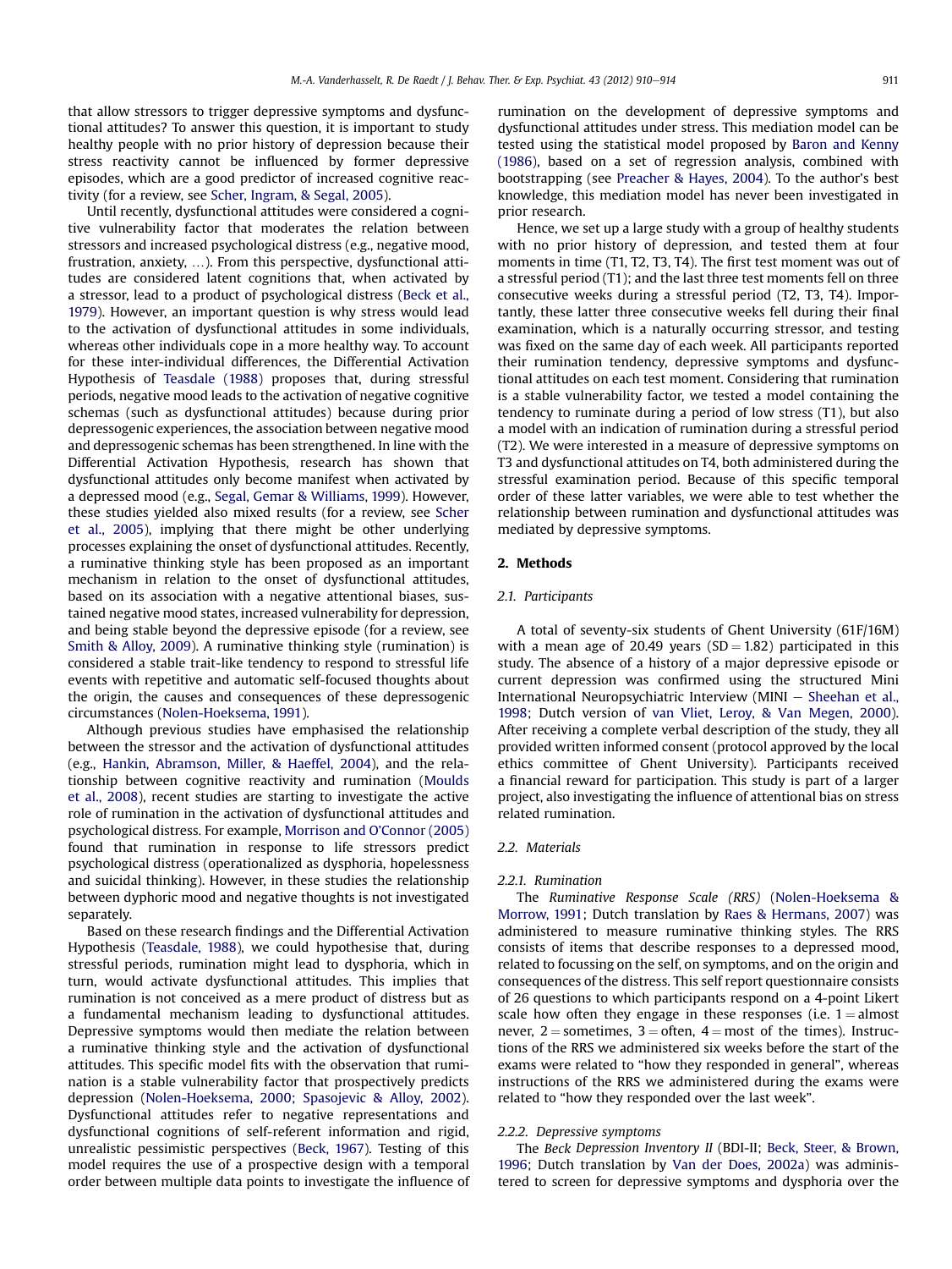that allow stressors to trigger depressive symptoms and dysfunctional attitudes? To answer this question, it is important to study healthy people with no prior history of depression because their stress reactivity cannot be influenced by former depressive episodes, which are a good predictor of increased cognitive reactivity (for a review, see Scher, Ingram, & Segal, 2005).

Until recently, dysfunctional attitudes were considered a cognitive vulnerability factor that moderates the relation between stressors and increased psychological distress (e.g., negative mood, frustration, anxiety, ...). From this perspective, dysfunctional attitudes are considered latent cognitions that, when activated by a stressor, lead to a product of psychological distress (Beck et al., 1979). However, an important question is why stress would lead to the activation of dysfunctional attitudes in some individuals, whereas other individuals cope in a more healthy way. To account for these inter-individual differences, the Differential Activation Hypothesis of Teasdale (1988) proposes that, during stressful periods, negative mood leads to the activation of negative cognitive schemas (such as dysfunctional attitudes) because during prior depressogenic experiences, the association between negative mood and depressogenic schemas has been strengthened. In line with the Differential Activation Hypothesis, research has shown that dysfunctional attitudes only become manifest when activated by a depressed mood (e.g., Segal, Gemar & Williams, 1999). However, these studies yielded also mixed results (for a review, see Scher et al., 2005), implying that there might be other underlying processes explaining the onset of dysfunctional attitudes. Recently, a ruminative thinking style has been proposed as an important mechanism in relation to the onset of dysfunctional attitudes, based on its association with a negative attentional biases, sustained negative mood states, increased vulnerability for depression, and being stable beyond the depressive episode (for a review, see Smith & Alloy, 2009). A ruminative thinking style (rumination) is considered a stable trait-like tendency to respond to stressful life events with repetitive and automatic self-focused thoughts about the origin, the causes and consequences of these depressogenic circumstances (Nolen-Hoeksema, 1991).

Although previous studies have emphasised the relationship between the stressor and the activation of dysfunctional attitudes (e.g., Hankin, Abramson, Miller, & Haeffel, 2004), and the relationship between cognitive reactivity and rumination (Moulds et al., 2008), recent studies are starting to investigate the active role of rumination in the activation of dysfunctional attitudes and psychological distress. For example, Morrison and O'Connor (2005) found that rumination in response to life stressors predict psychological distress (operationalized as dysphoria, hopelessness and suicidal thinking). However, in these studies the relationship between dyphoric mood and negative thoughts is not investigated separately.

Based on these research findings and the Differential Activation Hypothesis (Teasdale, 1988), we could hypothesise that, during stressful periods, rumination might lead to dysphoria, which in turn, would activate dysfunctional attitudes. This implies that rumination is not conceived as a mere product of distress but as a fundamental mechanism leading to dysfunctional attitudes. Depressive symptoms would then mediate the relation between a ruminative thinking style and the activation of dysfunctional attitudes. This specific model fits with the observation that rumination is a stable vulnerability factor that prospectively predicts depression (Nolen-Hoeksema, 2000; Spasojevic & Alloy, 2002). Dysfunctional attitudes refer to negative representations and dysfunctional cognitions of self-referent information and rigid, unrealistic pessimistic perspectives (Beck, 1967). Testing of this model requires the use of a prospective design with a temporal order between multiple data points to investigate the influence of rumination on the development of depressive symptoms and dysfunctional attitudes under stress. This mediation model can be tested using the statistical model proposed by Baron and Kenny (1986), based on a set of regression analysis, combined with bootstrapping (see Preacher & Hayes, 2004). To the author's best knowledge, this mediation model has never been investigated in prior research.

Hence, we set up a large study with a group of healthy students with no prior history of depression, and tested them at four moments in time (T1, T2, T3, T4). The first test moment was out of a stressful period (T1); and the last three test moments fell on three consecutive weeks during a stressful period (T2, T3, T4). Importantly, these latter three consecutive weeks fell during their final examination, which is a naturally occurring stressor, and testing was fixed on the same day of each week. All participants reported their rumination tendency, depressive symptoms and dysfunctional attitudes on each test moment. Considering that rumination is a stable vulnerability factor, we tested a model containing the tendency to ruminate during a period of low stress (T1), but also a model with an indication of rumination during a stressful period (T2). We were interested in a measure of depressive symptoms on T3 and dysfunctional attitudes on T4, both administered during the stressful examination period. Because of this specific temporal order of these latter variables, we were able to test whether the relationship between rumination and dysfunctional attitudes was mediated by depressive symptoms.

## 2. Methods

### 2.1. Participants

A total of seventy-six students of Ghent University (61F/16M) with a mean age of 20.49 years (SD = 1.82) participated in this study. The absence of a history of a major depressive episode or current depression was confirmed using the structured Mini International Neuropsychiatric Interview (MINI – Sheehan et al., 1998; Dutch version of van Vliet, Leroy, & Van Megen, 2000). After receiving a complete verbal description of the study, they all provided written informed consent (protocol approved by the local ethics committee of Ghent University). Participants received a financial reward for participation. This study is part of a larger project, also investigating the influence of attentional bias on stress related rumination.

### 2.2. Materials

#### 2.2.1. Rumination

The *Ruminative Response Scale (RRS)* (Nolen-Hoeksema & Morrow, 1991; Dutch translation by Raes & Hermans, 2007) was administered to measure ruminative thinking styles. The RRS consists of items that describe responses to a depressed mood, related to focussing on the self, on symptoms, and on the origin and consequences of the distress. This self report questionnaire consists of 26 questions to which participants respond on a 4-point Likert scale how often they engage in these responses (i.e. 1 = almost never, 2 = sometimes, 3 = often, 4 = most of the times). Instructions of the RRS we administered six weeks before the start of the exams were related to "how they responded in general", whereas instructions of the RRS we administered during the exams were related to "how they responded over the last week".

#### 2.2.2. Depressive symptoms

The *Beck Depression Inventory II* (BDI-II; Beck, Steer, & Brown, 1996; Dutch translation by Van der Does, 2002a) was administered to screen for depressive symptoms and dysphoria over the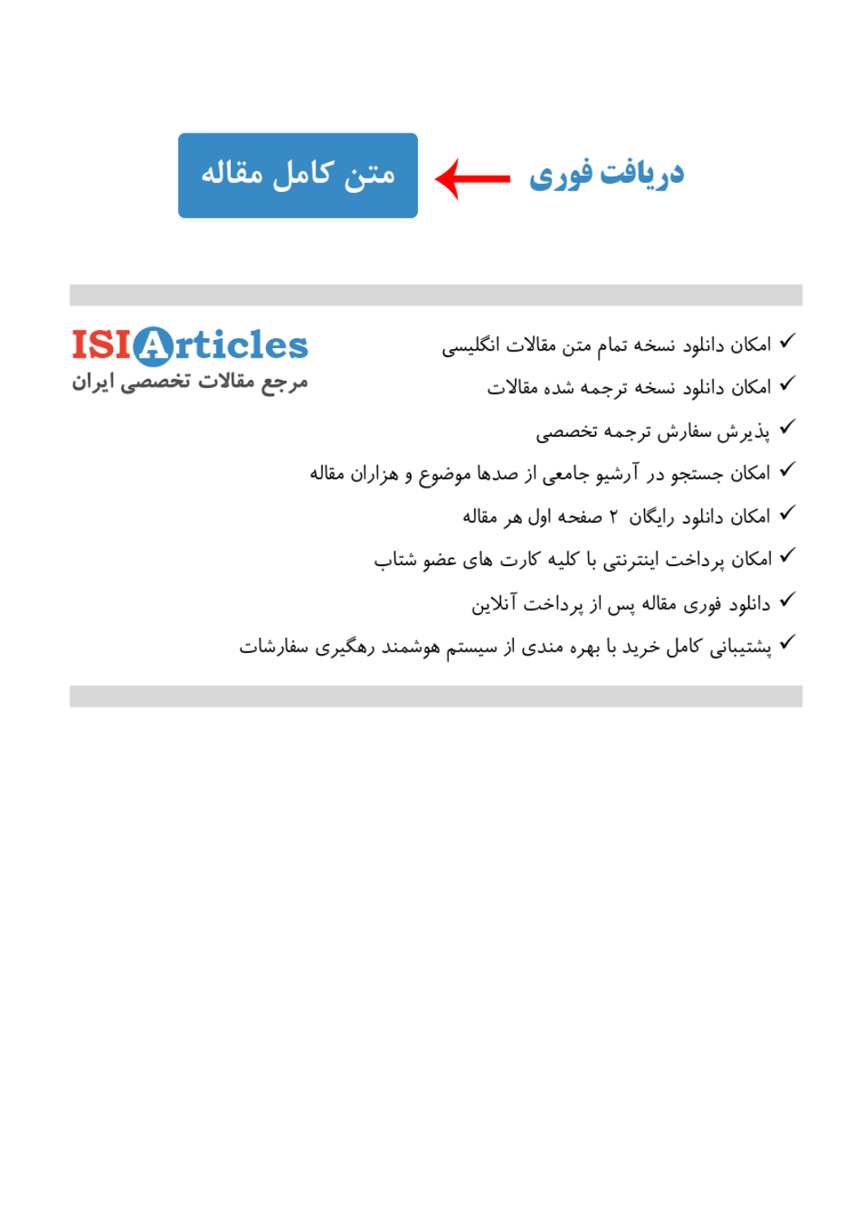دریافت فوری ← متن کامل مقاله

ISIArticles
مرجع مقالات تخصصی ایران

- ✓ امکان دانلود نسخه تمام متن مقالات انگلیسی
- ✓ امکان دانلود نسخه ترجمه شده مقالات
- ✓ پذیرش سفارش ترجمه تخصصی
- ✓ امکان جستجو در آرشیو جامعی از صدها موضوع و هزاران مقاله
- ✓ امکان دانلود رایگان ۲ صفحه اول هر مقاله
- ✓ امکان پرداخت اینترنتی با کلیه کارت های عضو شتاب
- ✓ دانلود فوری مقاله پس از پرداخت آنلاین
- ✓ پشتیبانی کامل خرید با بهره مندی از سیستم هوشمند رهگیری سفارشات